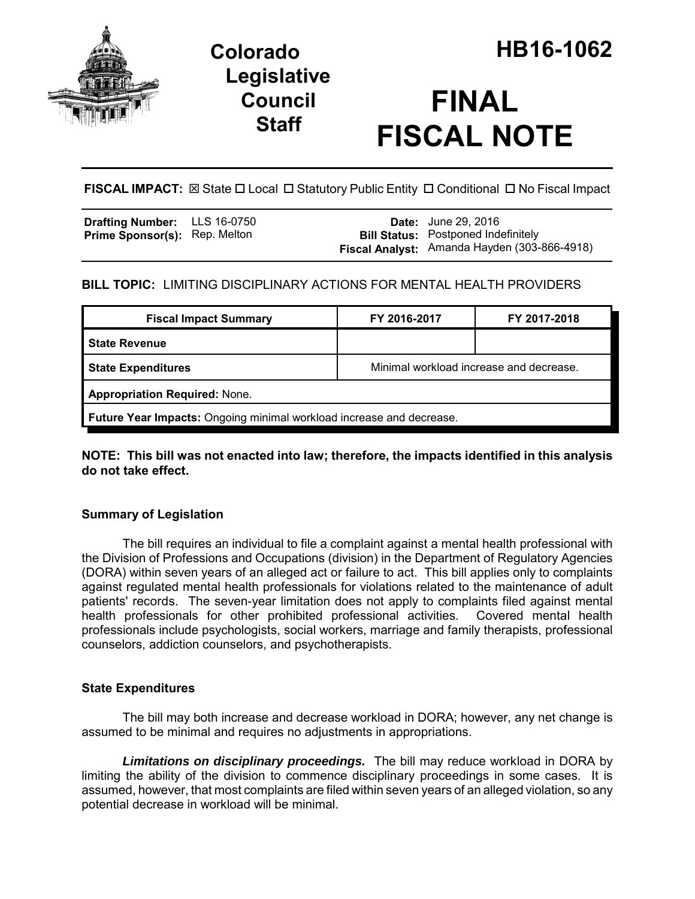# Colorado Legislative Council Staff

# HB16-1062

# FINAL FISCAL NOTE

**FISCAL IMPACT:** ☒ State ☐ Local ☐ Statutory Public Entity ☐ Conditional ☐ No Fiscal Impact

| | | | |
|---|---|---|---|
| **Drafting Number:** | LLS 16-0750 | **Date:** | June 29, 2016 |
| **Prime Sponsor(s):** | Rep. Melton | **Bill Status:** | Postponed Indefinitely |
| | | **Fiscal Analyst:** | Amanda Hayden (303-866-4918) |

**BILL TOPIC:** LIMITING DISCIPLINARY ACTIONS FOR MENTAL HEALTH PROVIDERS

| Fiscal Impact Summary | FY 2016-2017 | FY 2017-2018 |
|---|---|---|
| **State Revenue** | | |
| **State Expenditures** | Minimal workload increase and decrease. | |
| **Appropriation Required:** None. | | |
| **Future Year Impacts:** Ongoing minimal workload increase and decrease. | | |

**NOTE: This bill was not enacted into law; therefore, the impacts identified in this analysis do not take effect.**

### Summary of Legislation

The bill requires an individual to file a complaint against a mental health professional with the Division of Professions and Occupations (division) in the Department of Regulatory Agencies (DORA) within seven years of an alleged act or failure to act. This bill applies only to complaints against regulated mental health professionals for violations related to the maintenance of adult patients' records. The seven-year limitation does not apply to complaints filed against mental health professionals for other prohibited professional activities. Covered mental health professionals include psychologists, social workers, marriage and family therapists, professional counselors, addiction counselors, and psychotherapists.

### State Expenditures

The bill may both increase and decrease workload in DORA; however, any net change is assumed to be minimal and requires no adjustments in appropriations.

***Limitations on disciplinary proceedings.*** The bill may reduce workload in DORA by limiting the ability of the division to commence disciplinary proceedings in some cases. It is assumed, however, that most complaints are filed within seven years of an alleged violation, so any potential decrease in workload will be minimal.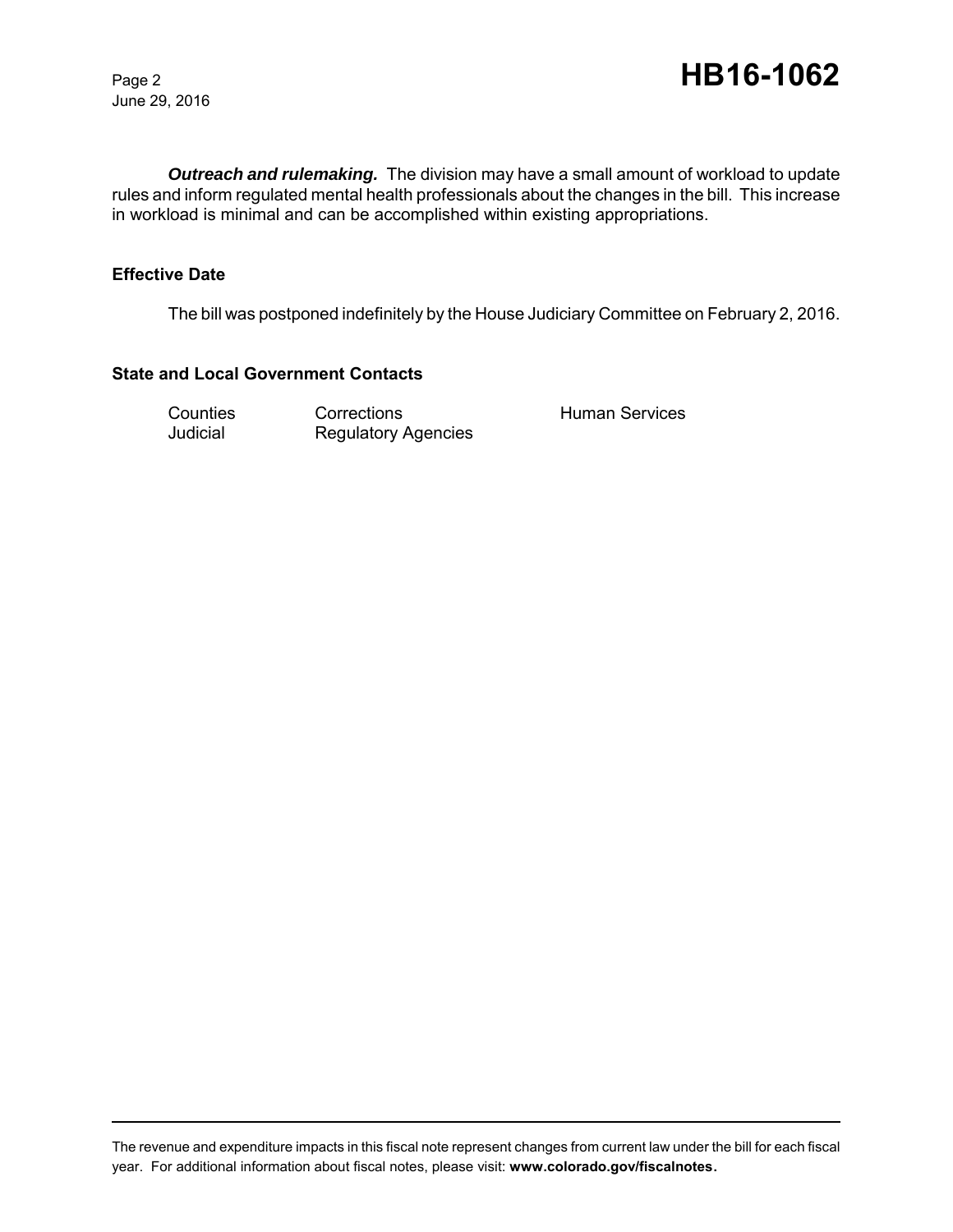***Outreach and rulemaking.*** The division may have a small amount of workload to update rules and inform regulated mental health professionals about the changes in the bill. This increase in workload is minimal and can be accomplished within existing appropriations.

### Effective Date

The bill was postponed indefinitely by the House Judiciary Committee on February 2, 2016.

### State and Local Government Contacts

| | | |
|---|---|---|
| Counties | Corrections | Human Services |
| Judicial | Regulatory Agencies | |

The revenue and expenditure impacts in this fiscal note represent changes from current law under the bill for each fiscal year. For additional information about fiscal notes, please visit: **www.colorado.gov/fiscalnotes.**